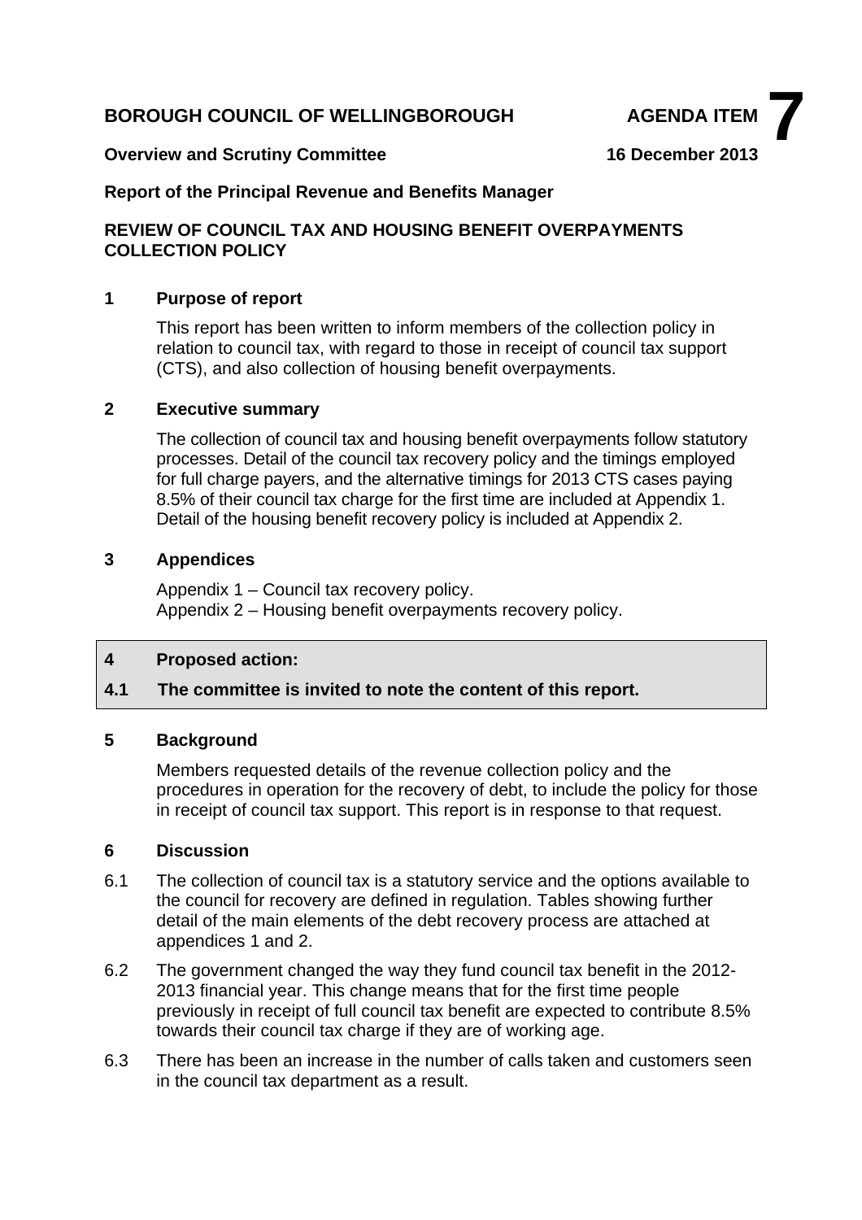**BOROUGH COUNCIL OF WELLINGBOROUGH** **AGENDA ITEM 7**

**Overview and Scrutiny Committee** **16 December 2013**

**Report of the Principal Revenue and Benefits Manager**

**REVIEW OF COUNCIL TAX AND HOUSING BENEFIT OVERPAYMENTS COLLECTION POLICY**

## 1 Purpose of report

This report has been written to inform members of the collection policy in relation to council tax, with regard to those in receipt of council tax support (CTS), and also collection of housing benefit overpayments.

## 2 Executive summary

The collection of council tax and housing benefit overpayments follow statutory processes. Detail of the council tax recovery policy and the timings employed for full charge payers, and the alternative timings for 2013 CTS cases paying 8.5% of their council tax charge for the first time are included at Appendix 1. Detail of the housing benefit recovery policy is included at Appendix 2.

## 3 Appendices

Appendix 1 – Council tax recovery policy.
Appendix 2 – Housing benefit overpayments recovery policy.

## 4 Proposed action:

**4.1 The committee is invited to note the content of this report.**

## 5 Background

Members requested details of the revenue collection policy and the procedures in operation for the recovery of debt, to include the policy for those in receipt of council tax support. This report is in response to that request.

## 6 Discussion

6.1 The collection of council tax is a statutory service and the options available to the council for recovery are defined in regulation. Tables showing further detail of the main elements of the debt recovery process are attached at appendices 1 and 2.

6.2 The government changed the way they fund council tax benefit in the 2012-2013 financial year. This change means that for the first time people previously in receipt of full council tax benefit are expected to contribute 8.5% towards their council tax charge if they are of working age.

6.3 There has been an increase in the number of calls taken and customers seen in the council tax department as a result.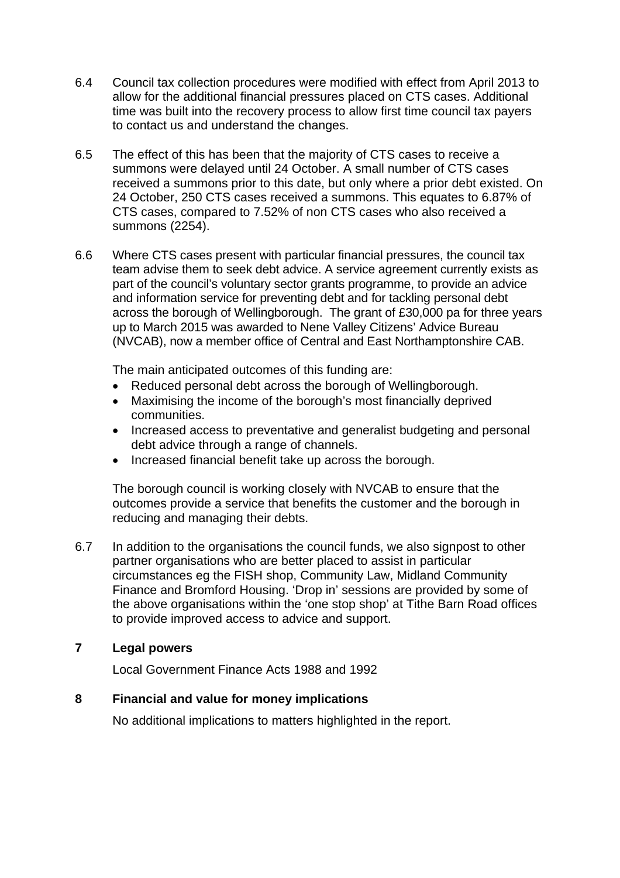6.4 Council tax collection procedures were modified with effect from April 2013 to allow for the additional financial pressures placed on CTS cases. Additional time was built into the recovery process to allow first time council tax payers to contact us and understand the changes.

6.5 The effect of this has been that the majority of CTS cases to receive a summons were delayed until 24 October. A small number of CTS cases received a summons prior to this date, but only where a prior debt existed. On 24 October, 250 CTS cases received a summons. This equates to 6.87% of CTS cases, compared to 7.52% of non CTS cases who also received a summons (2254).

6.6 Where CTS cases present with particular financial pressures, the council tax team advise them to seek debt advice. A service agreement currently exists as part of the council's voluntary sector grants programme, to provide an advice and information service for preventing debt and for tackling personal debt across the borough of Wellingborough. The grant of £30,000 pa for three years up to March 2015 was awarded to Nene Valley Citizens' Advice Bureau (NVCAB), now a member office of Central and East Northamptonshire CAB.

The main anticipated outcomes of this funding are:

- Reduced personal debt across the borough of Wellingborough.
- Maximising the income of the borough's most financially deprived communities.
- Increased access to preventative and generalist budgeting and personal debt advice through a range of channels.
- Increased financial benefit take up across the borough.

The borough council is working closely with NVCAB to ensure that the outcomes provide a service that benefits the customer and the borough in reducing and managing their debts.

6.7 In addition to the organisations the council funds, we also signpost to other partner organisations who are better placed to assist in particular circumstances eg the FISH shop, Community Law, Midland Community Finance and Bromford Housing. 'Drop in' sessions are provided by some of the above organisations within the 'one stop shop' at Tithe Barn Road offices to provide improved access to advice and support.

## 7 Legal powers

Local Government Finance Acts 1988 and 1992

## 8 Financial and value for money implications

No additional implications to matters highlighted in the report.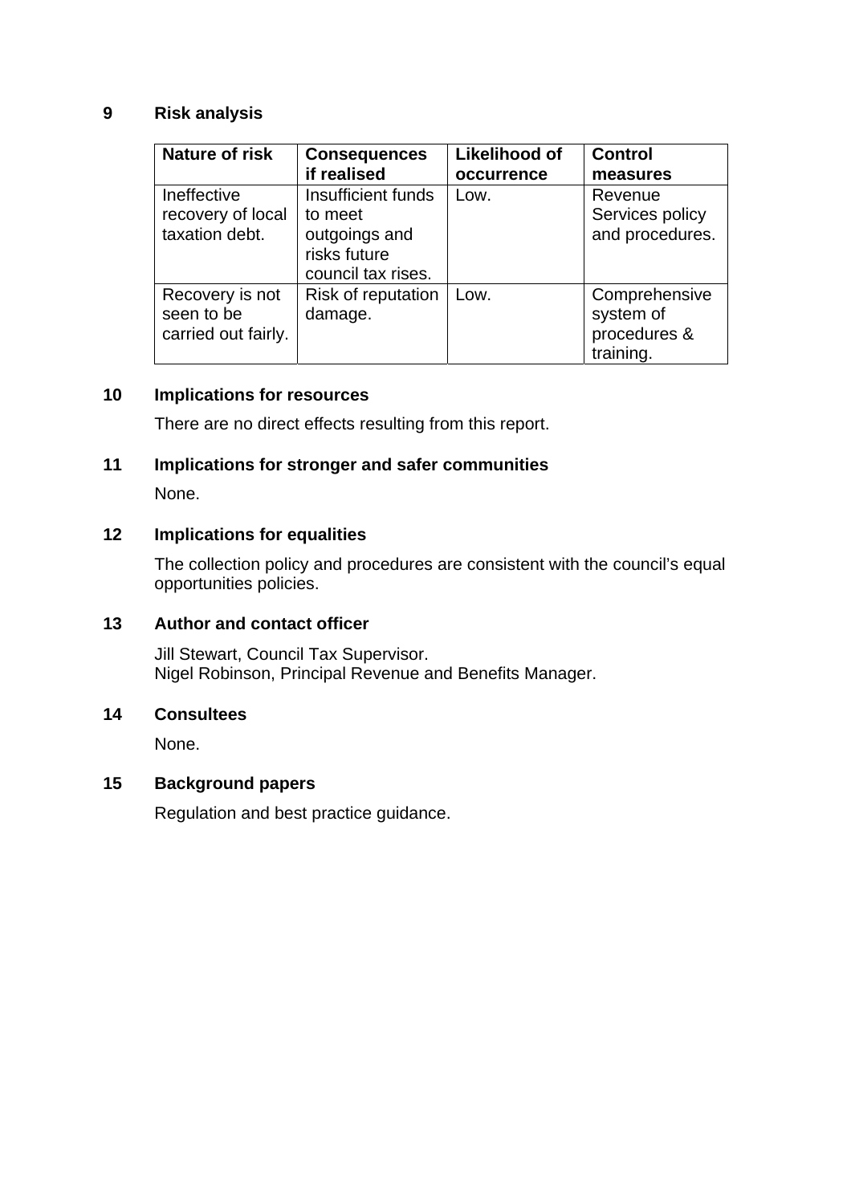## 9 Risk analysis

| Nature of risk | Consequences if realised | Likelihood of occurrence | Control measures |
|---|---|---|---|
| Ineffective recovery of local taxation debt. | Insufficient funds to meet outgoings and risks future council tax rises. | Low. | Revenue Services policy and procedures. |
| Recovery is not seen to be carried out fairly. | Risk of reputation damage. | Low. | Comprehensive system of procedures & training. |

## 10 Implications for resources

There are no direct effects resulting from this report.

## 11 Implications for stronger and safer communities

None.

## 12 Implications for equalities

The collection policy and procedures are consistent with the council's equal opportunities policies.

## 13 Author and contact officer

Jill Stewart, Council Tax Supervisor.
Nigel Robinson, Principal Revenue and Benefits Manager.

## 14 Consultees

None.

## 15 Background papers

Regulation and best practice guidance.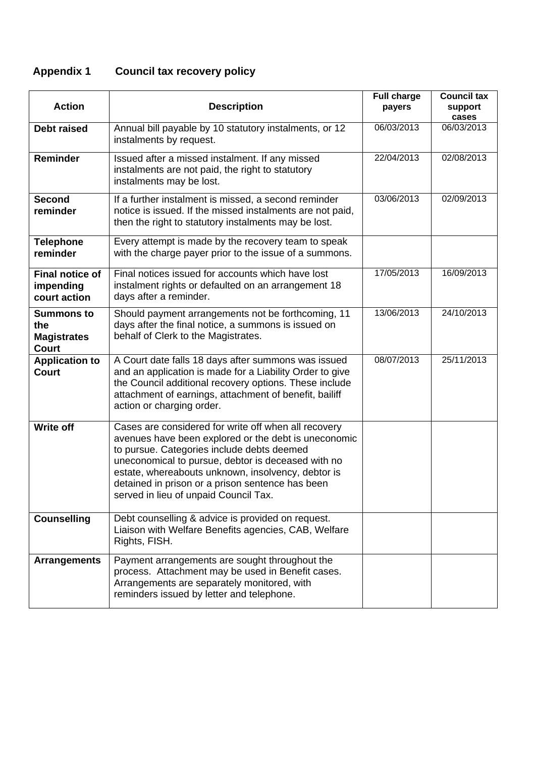## Appendix 1 Council tax recovery policy

| Action | Description | Full charge payers | Council tax support cases |
|---|---|---|---|
| **Debt raised** | Annual bill payable by 10 statutory instalments, or 12 instalments by request. | 06/03/2013 | 06/03/2013 |
| **Reminder** | Issued after a missed instalment. If any missed instalments are not paid, the right to statutory instalments may be lost. | 22/04/2013 | 02/08/2013 |
| **Second reminder** | If a further instalment is missed, a second reminder notice is issued. If the missed instalments are not paid, then the right to statutory instalments may be lost. | 03/06/2013 | 02/09/2013 |
| **Telephone reminder** | Every attempt is made by the recovery team to speak with the charge payer prior to the issue of a summons. | | |
| **Final notice of impending court action** | Final notices issued for accounts which have lost instalment rights or defaulted on an arrangement 18 days after a reminder. | 17/05/2013 | 16/09/2013 |
| **Summons to the Magistrates Court** | Should payment arrangements not be forthcoming, 11 days after the final notice, a summons is issued on behalf of Clerk to the Magistrates. | 13/06/2013 | 24/10/2013 |
| **Application to Court** | A Court date falls 18 days after summons was issued and an application is made for a Liability Order to give the Council additional recovery options. These include attachment of earnings, attachment of benefit, bailiff action or charging order. | 08/07/2013 | 25/11/2013 |
| **Write off** | Cases are considered for write off when all recovery avenues have been explored or the debt is uneconomic to pursue. Categories include debts deemed uneconomical to pursue, debtor is deceased with no estate, whereabouts unknown, insolvency, debtor is detained in prison or a prison sentence has been served in lieu of unpaid Council Tax. | | |
| **Counselling** | Debt counselling & advice is provided on request. Liaison with Welfare Benefits agencies, CAB, Welfare Rights, FISH. | | |
| **Arrangements** | Payment arrangements are sought throughout the process. Attachment may be used in Benefit cases. Arrangements are separately monitored, with reminders issued by letter and telephone. | | |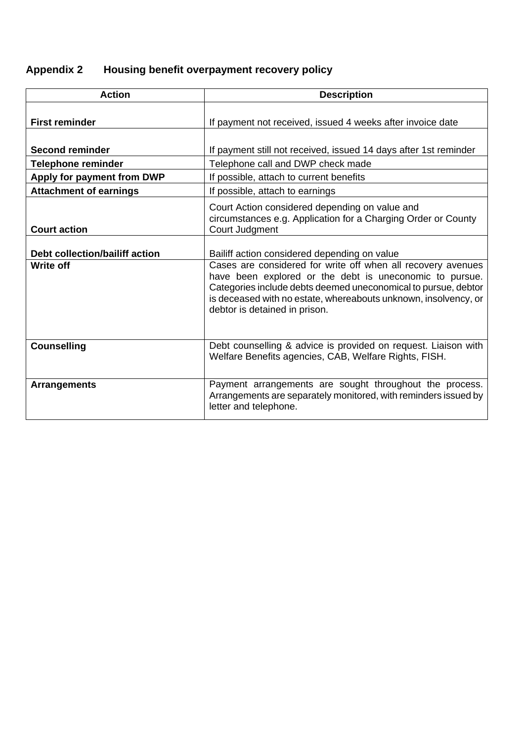## Appendix 2 Housing benefit overpayment recovery policy

| Action | Description |
|---|---|
| **First reminder** | If payment not received, issued 4 weeks after invoice date |
| **Second reminder** | If payment still not received, issued 14 days after 1st reminder |
| **Telephone reminder** | Telephone call and DWP check made |
| **Apply for payment from DWP** | If possible, attach to current benefits |
| **Attachment of earnings** | If possible, attach to earnings |
| **Court action** | Court Action considered depending on value and circumstances e.g. Application for a Charging Order or County Court Judgment |
| **Debt collection/bailiff action** | Bailiff action considered depending on value |
| **Write off** | Cases are considered for write off when all recovery avenues have been explored or the debt is uneconomic to pursue. Categories include debts deemed uneconomical to pursue, debtor is deceased with no estate, whereabouts unknown, insolvency, or debtor is detained in prison. |
| **Counselling** | Debt counselling & advice is provided on request. Liaison with Welfare Benefits agencies, CAB, Welfare Rights, FISH. |
| **Arrangements** | Payment arrangements are sought throughout the process. Arrangements are separately monitored, with reminders issued by letter and telephone. |